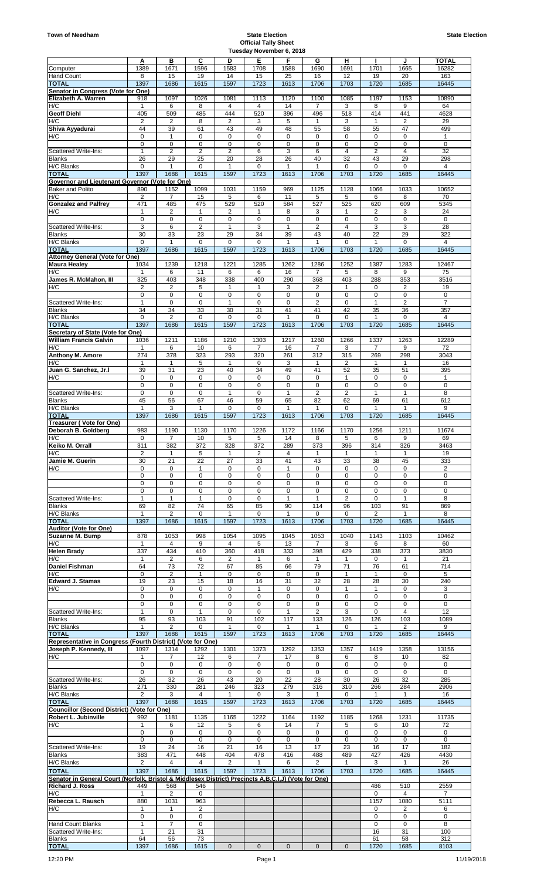**Town of Needham**

# State Election
## Official Tally Sheet
### Tuesday November 6, 2018

**State Election**

| | A | B | C | D | E | F | G | H | I | J | TOTAL |
|---|---|---|---|---|---|---|---|---|---|---|---|
| Computer | 1389 | 1671 | 1596 | 1583 | 1708 | 1588 | 1690 | 1691 | 1701 | 1665 | 16282 |
| Hand Count | 8 | 15 | 19 | 14 | 15 | 25 | 16 | 12 | 19 | 20 | 163 |
| **TOTAL** | 1397 | 1686 | 1615 | 1597 | 1723 | 1613 | 1706 | 1703 | 1720 | 1685 | 16445 |
| **Senator in Congress (Vote for One)** | | | | | | | | | | | |
| **Elizabeth A. Warren** | 918 | 1097 | 1026 | 1081 | 1113 | 1120 | 1100 | 1085 | 1197 | 1153 | 10890 |
| H/C | 1 | 6 | 8 | 4 | 4 | 14 | 7 | 3 | 8 | 9 | 64 |
| **Geoff Diehl** | 405 | 509 | 485 | 444 | 520 | 396 | 496 | 518 | 414 | 441 | 4628 |
| H/C | 2 | 2 | 8 | 2 | 3 | 5 | 1 | 3 | 1 | 2 | 29 |
| **Shiva Ayyadurai** | 44 | 39 | 61 | 43 | 49 | 48 | 55 | 58 | 55 | 47 | 499 |
| H/C | 0 | 1 | 0 | 0 | 0 | 0 | 0 | 0 | 0 | 0 | 1 |
| | 0 | 0 | 0 | 0 | 0 | 0 | 0 | 0 | 0 | 0 | 0 |
| Scattered Write-Ins: | 1 | 2 | 2 | 2 | 6 | 3 | 6 | 4 | 2 | 4 | 32 |
| Blanks | 26 | 29 | 25 | 20 | 28 | 26 | 40 | 32 | 43 | 29 | 298 |
| H/C Blanks | 0 | 1 | 0 | 1 | 0 | 1 | 1 | 0 | 0 | 0 | 4 |
| **TOTAL** | 1397 | 1686 | 1615 | 1597 | 1723 | 1613 | 1706 | 1703 | 1720 | 1685 | 16445 |
| **Governor and Lieutenant Governor (Vote for One)** | | | | | | | | | | | |
| Baker and Polito | 890 | 1152 | 1099 | 1031 | 1159 | 969 | 1125 | 1128 | 1066 | 1033 | 10652 |
| H/C | 2 | 7 | 15 | 5 | 6 | 11 | 5 | 5 | 6 | 8 | 70 |
| **Gonzalez and Palfrey** | 471 | 485 | 475 | 529 | 520 | 584 | 527 | 525 | 620 | 609 | 5345 |
| H/C | 1 | 2 | 1 | 2 | 1 | 8 | 3 | 1 | 2 | 3 | 24 |
| | 0 | 0 | 0 | 0 | 0 | 0 | 0 | 0 | 0 | 0 | 0 |
| Scattered Write-Ins: | 3 | 6 | 2 | 1 | 3 | 1 | 2 | 4 | 3 | 3 | 28 |
| Blanks | 30 | 33 | 23 | 29 | 34 | 39 | 43 | 40 | 22 | 29 | 322 |
| H/C Blanks | 0 | 1 | 0 | 0 | 0 | 1 | 1 | 0 | 1 | 0 | 4 |
| **TOTAL** | 1397 | 1686 | 1615 | 1597 | 1723 | 1613 | 1706 | 1703 | 1720 | 1685 | 16445 |
| **Attorney General (Vote for One)** | | | | | | | | | | | |
| **Maura Healey** | 1034 | 1239 | 1218 | 1221 | 1285 | 1262 | 1286 | 1252 | 1387 | 1283 | 12467 |
| H/C | 1 | 6 | 11 | 6 | 6 | 16 | 7 | 5 | 8 | 9 | 75 |
| **James R. McMahon, III** | 325 | 403 | 348 | 338 | 400 | 290 | 368 | 403 | 288 | 353 | 3516 |
| H/C | 2 | 2 | 5 | 1 | 1 | 3 | 2 | 1 | 0 | 2 | 19 |
| | 0 | 0 | 0 | 0 | 0 | 0 | 0 | 0 | 0 | 0 | 0 |
| Scattered Write-Ins: | 1 | 0 | 0 | 1 | 0 | 0 | 2 | 0 | 1 | 2 | 7 |
| Blanks | 34 | 34 | 33 | 30 | 31 | 41 | 41 | 42 | 35 | 36 | 357 |
| H/C Blanks | 0 | 2 | 0 | 0 | 0 | 1 | 0 | 0 | 1 | 0 | 4 |
| **TOTAL** | 1397 | 1686 | 1615 | 1597 | 1723 | 1613 | 1706 | 1703 | 1720 | 1685 | 16445 |
| **Secretary of State (Vote for One)** | | | | | | | | | | | |
| **William Francis Galvin** | 1036 | 1211 | 1186 | 1210 | 1303 | 1217 | 1260 | 1266 | 1337 | 1263 | 12289 |
| H/C | 1 | 6 | 10 | 6 | 7 | 16 | 7 | 3 | 7 | 9 | 72 |
| **Anthony M. Amore** | 274 | 378 | 323 | 293 | 320 | 261 | 312 | 315 | 269 | 298 | 3043 |
| H/C | 1 | 1 | 5 | 1 | 0 | 3 | 1 | 2 | 1 | 1 | 16 |
| **Juan G. Sanchez, Jr.l** | 39 | 31 | 23 | 40 | 34 | 49 | 41 | 52 | 35 | 51 | 395 |
| H/C | 0 | 0 | 0 | 0 | 0 | 0 | 0 | 1 | 0 | 0 | 1 |
| | 0 | 0 | 0 | 0 | 0 | 0 | 0 | 0 | 0 | 0 | 0 |
| Scattered Write-Ins: | 0 | 0 | 0 | 1 | 0 | 1 | 2 | 2 | 1 | 1 | 8 |
| Blanks | 45 | 56 | 67 | 46 | 59 | 65 | 82 | 62 | 69 | 61 | 612 |
| H/C Blanks | 1 | 3 | 1 | 0 | 0 | 1 | 1 | 0 | 1 | 1 | 9 |
| **TOTAL** | 1397 | 1686 | 1615 | 1597 | 1723 | 1613 | 1706 | 1703 | 1720 | 1685 | 16445 |
| **Treasurer ( Vote for One)** | | | | | | | | | | | |
| **Deborah B. Goldberg** | 983 | 1190 | 1130 | 1170 | 1226 | 1172 | 1166 | 1170 | 1256 | 1211 | 11674 |
| H/C | 0 | 7 | 10 | 5 | 5 | 14 | 8 | 5 | 6 | 9 | 69 |
| **Keiko M. Orrall** | 311 | 382 | 372 | 328 | 372 | 289 | 373 | 396 | 314 | 326 | 3463 |
| H/C | 2 | 1 | 5 | 1 | 2 | 4 | 1 | 1 | 1 | 1 | 19 |
| **Jamie M. Guerin** | 30 | 21 | 22 | 27 | 33 | 41 | 43 | 33 | 38 | 45 | 333 |
| H/C | 0 | 0 | 1 | 0 | 0 | 1 | 0 | 0 | 0 | 0 | 2 |
| | 0 | 0 | 0 | 0 | 0 | 0 | 0 | 0 | 0 | 0 | 0 |
| | 0 | 0 | 0 | 0 | 0 | 0 | 0 | 0 | 0 | 0 | 0 |
| | 0 | 0 | 0 | 0 | 0 | 0 | 0 | 0 | 0 | 0 | 0 |
| Scattered Write-Ins: | 1 | 1 | 1 | 0 | 0 | 1 | 1 | 2 | 0 | 1 | 8 |
| Blanks | 69 | 82 | 74 | 65 | 85 | 90 | 114 | 96 | 103 | 91 | 869 |
| H/C Blanks | 1 | 2 | 0 | 1 | 0 | 1 | 0 | 0 | 2 | 1 | 8 |
| **TOTAL** | 1397 | 1686 | 1615 | 1597 | 1723 | 1613 | 1706 | 1703 | 1720 | 1685 | 16445 |
| **Auditor (Vote for One)** | | | | | | | | | | | |
| **Suzanne M. Bump** | 878 | 1053 | 998 | 1054 | 1095 | 1045 | 1053 | 1040 | 1143 | 1103 | 10462 |
| H/C | 1 | 4 | 9 | 4 | 5 | 13 | 7 | 3 | 6 | 8 | 60 |
| **Helen Brady** | 337 | 434 | 410 | 360 | 418 | 333 | 398 | 429 | 338 | 373 | 3830 |
| H/C | 1 | 2 | 6 | 2 | 1 | 6 | 1 | 1 | 0 | 1 | 21 |
| **Daniel Fishman** | 64 | 73 | 72 | 67 | 85 | 66 | 79 | 71 | 76 | 61 | 714 |
| H/C | 0 | 2 | 1 | 0 | 0 | 0 | 0 | 1 | 1 | 0 | 5 |
| **Edward J. Stamas** | 19 | 23 | 15 | 18 | 16 | 31 | 32 | 28 | 28 | 30 | 240 |
| H/C | 0 | 0 | 0 | 0 | 1 | 0 | 0 | 1 | 1 | 0 | 3 |
| | 0 | 0 | 0 | 0 | 0 | 0 | 0 | 0 | 0 | 0 | 0 |
| | 0 | 0 | 0 | 0 | 0 | 0 | 0 | 0 | 0 | 0 | 0 |
| Scattered Write-Ins: | 1 | 0 | 1 | 0 | 0 | 1 | 2 | 3 | 0 | 4 | 12 |
| Blanks | 95 | 93 | 103 | 91 | 102 | 117 | 133 | 126 | 126 | 103 | 1089 |
| H/C Blanks | 1 | 2 | 0 | 1 | 0 | 1 | 1 | 0 | 1 | 2 | 9 |
| **TOTAL** | 1397 | 1686 | 1615 | 1597 | 1723 | 1613 | 1706 | 1703 | 1720 | 1685 | 16445 |
| **Representative in Congress (Fourth District) (Vote for One)** | | | | | | | | | | | |
| **Joseph P. Kennedy, III** | 1097 | 1314 | 1292 | 1301 | 1373 | 1292 | 1353 | 1357 | 1419 | 1358 | 13156 |
| H/C | 1 | 7 | 12 | 6 | 7 | 17 | 8 | 6 | 8 | 10 | 82 |
| | 0 | 0 | 0 | 0 | 0 | 0 | 0 | 0 | 0 | 0 | 0 |
| | 0 | 0 | 0 | 0 | 0 | 0 | 0 | 0 | 0 | 0 | 0 |
| Scattered Write-Ins: | 26 | 32 | 26 | 43 | 20 | 22 | 28 | 30 | 26 | 32 | 285 |
| Blanks | 271 | 330 | 281 | 246 | 323 | 279 | 316 | 310 | 266 | 284 | 2906 |
| H/C Blanks | 2 | 3 | 4 | 1 | 0 | 3 | 1 | 0 | 1 | 1 | 16 |
| **TOTAL** | 1397 | 1686 | 1615 | 1597 | 1723 | 1613 | 1706 | 1703 | 1720 | 1685 | 16445 |
| **Councillor (Second District) (Vote for One)** | | | | | | | | | | | |
| **Robert L. Jubinville** | 992 | 1181 | 1135 | 1165 | 1222 | 1164 | 1192 | 1185 | 1268 | 1231 | 11735 |
| H/C | 1 | 6 | 12 | 5 | 6 | 14 | 7 | 5 | 6 | 10 | 72 |
| | 0 | 0 | 0 | 0 | 0 | 0 | 0 | 0 | 0 | 0 | 0 |
| | 0 | 0 | 0 | 0 | 0 | 0 | 0 | 0 | 0 | 0 | 0 |
| Scattered Write-Ins: | 19 | 24 | 16 | 21 | 16 | 13 | 17 | 23 | 16 | 17 | 182 |
| Blanks | 383 | 471 | 448 | 404 | 478 | 416 | 488 | 489 | 427 | 426 | 4430 |
| H/C Blanks | 2 | 4 | 4 | 2 | 1 | 6 | 2 | 1 | 3 | 1 | 26 |
| **TOTAL** | 1397 | 1686 | 1615 | 1597 | 1723 | 1613 | 1706 | 1703 | 1720 | 1685 | 16445 |
| **Senator in General Court (Norfolk, Bristol & Middlesex District) Precincts A,B,C,I,J) (Vote for One)** | | | | | | | | | | | |
| **Richard J. Ross** | 449 | 568 | 546 | | | | | | 486 | 510 | 2559 |
| H/C | 1 | 2 | 0 | | | | | | 0 | 4 | 7 |
| **Rebecca L. Rausch** | 880 | 1031 | 963 | | | | | | 1157 | 1080 | 5111 |
| H/C | 1 | 1 | 2 | | | | | | 0 | 2 | 6 |
| | 0 | 0 | 0 | | | | | | 0 | 0 | 0 |
| Hand Count Blanks | 1 | 7 | 0 | | | | | | 0 | 0 | 8 |
| Scattered Write-Ins: | 1 | 21 | 31 | | | | | | 16 | 31 | 100 |
| Blanks | 64 | 56 | 73 | | | | | | 61 | 58 | 312 |
| **TOTAL** | 1397 | 1686 | 1615 | 0 | 0 | 0 | 0 | 0 | 1720 | 1685 | 8103 |

12:20 PM 11/19/2018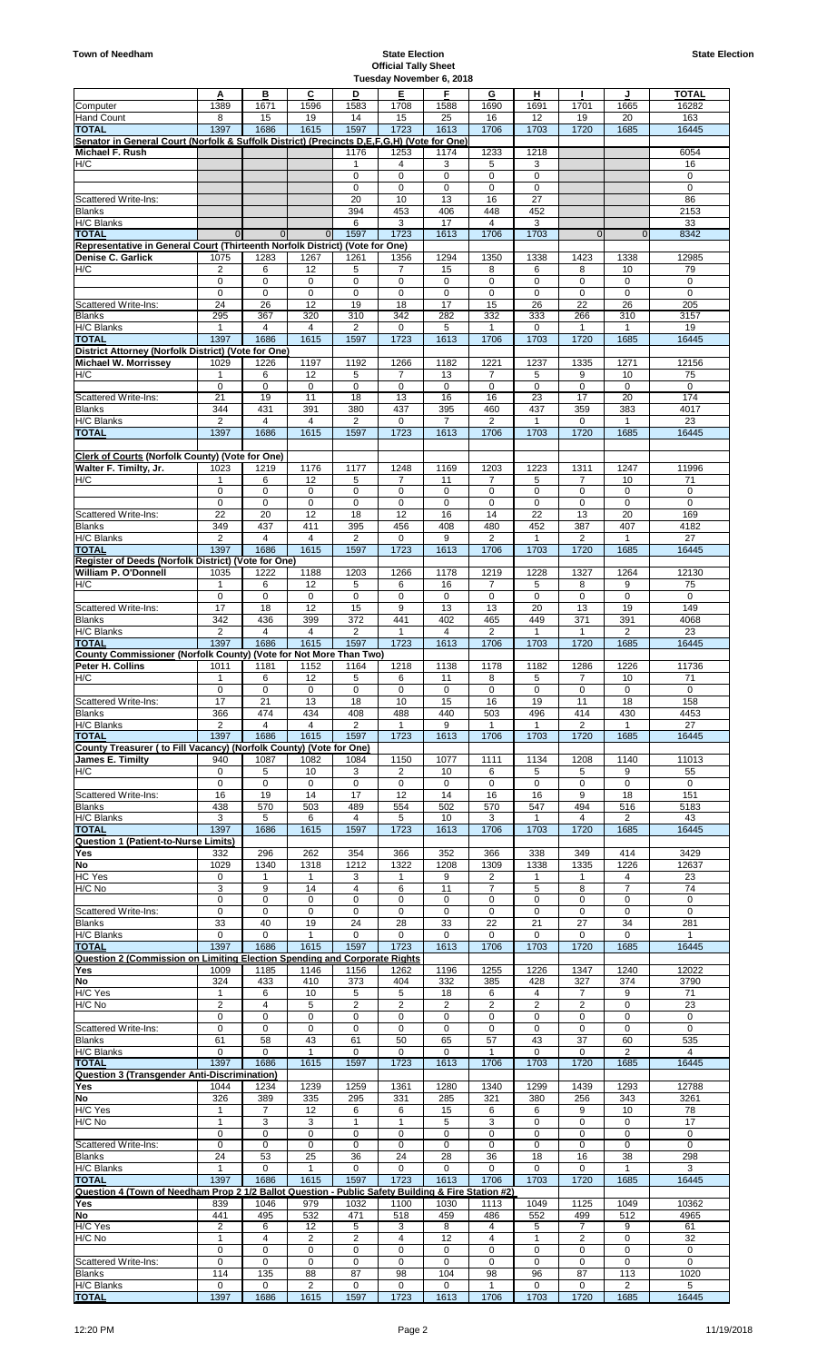**Town of Needham** — **State Election** — **Official Tally Sheet** — **Tuesday November 6, 2018** — **State Election**

| | A | B | C | D | E | F | G | H | I | J | TOTAL |
|---|---|---|---|---|---|---|---|---|---|---|---|
| Computer | 1389 | 1671 | 1596 | 1583 | 1708 | 1588 | 1690 | 1691 | 1701 | 1665 | 16282 |
| Hand Count | 8 | 15 | 19 | 14 | 15 | 25 | 16 | 12 | 19 | 20 | 163 |
| **TOTAL** | 1397 | 1686 | 1615 | 1597 | 1723 | 1613 | 1706 | 1703 | 1720 | 1685 | 16445 |
| **Senator in General Court (Norfolk & Suffolk District) (Precincts D,E,F,G,H) (Vote for One)** | | | | | | | | | | | |
| **Michael F. Rush** | | | | 1176 | 1253 | 1174 | 1233 | 1218 | | | 6054 |
| H/C | | | | 1 | 4 | 3 | 5 | 3 | | | 16 |
| | | | | 0 | 0 | 0 | 0 | 0 | | | 0 |
| | | | | 0 | 0 | 0 | 0 | 0 | | | 0 |
| Scattered Write-Ins: | | | | 20 | 10 | 13 | 16 | 27 | | | 86 |
| Blanks | | | | 394 | 453 | 406 | 448 | 452 | | | 2153 |
| H/C Blanks | | | | 6 | 3 | 17 | 4 | 3 | | | 33 |
| **TOTAL** | 0 | 0 | 0 | 1597 | 1723 | 1613 | 1706 | 1703 | 0 | 0 | 8342 |
| **Representative in General Court (Thirteenth Norfolk District) (Vote for One)** | | | | | | | | | | | |
| **Denise C. Garlick** | 1075 | 1283 | 1267 | 1261 | 1356 | 1294 | 1350 | 1338 | 1423 | 1338 | 12985 |
| H/C | 2 | 6 | 12 | 5 | 7 | 15 | 8 | 6 | 8 | 10 | 79 |
| | 0 | 0 | 0 | 0 | 0 | 0 | 0 | 0 | 0 | 0 | 0 |
| | 0 | 0 | 0 | 0 | 0 | 0 | 0 | 0 | 0 | 0 | 0 |
| Scattered Write-Ins: | 24 | 26 | 12 | 19 | 18 | 17 | 15 | 26 | 22 | 26 | 205 |
| Blanks | 295 | 367 | 320 | 310 | 342 | 282 | 332 | 333 | 266 | 310 | 3157 |
| H/C Blanks | 1 | 4 | 4 | 2 | 0 | 5 | 1 | 0 | 1 | 1 | 19 |
| **TOTAL** | 1397 | 1686 | 1615 | 1597 | 1723 | 1613 | 1706 | 1703 | 1720 | 1685 | 16445 |
| **District Attorney (Norfolk District) (Vote for One)** | | | | | | | | | | | |
| **Michael W. Morrissey** | 1029 | 1226 | 1197 | 1192 | 1266 | 1182 | 1221 | 1237 | 1335 | 1271 | 12156 |
| H/C | 1 | 6 | 12 | 5 | 7 | 13 | 7 | 5 | 9 | 10 | 75 |
| | 0 | 0 | 0 | 0 | 0 | 0 | 0 | 0 | 0 | 0 | 0 |
| Scattered Write-Ins: | 21 | 19 | 11 | 18 | 13 | 16 | 16 | 23 | 17 | 20 | 174 |
| Blanks | 344 | 431 | 391 | 380 | 437 | 395 | 460 | 437 | 359 | 383 | 4017 |
| H/C Blanks | 2 | 4 | 4 | 2 | 0 | 7 | 2 | 1 | 0 | 1 | 23 |
| **TOTAL** | 1397 | 1686 | 1615 | 1597 | 1723 | 1613 | 1706 | 1703 | 1720 | 1685 | 16445 |
| **Clerk of Courts (Norfolk County) (Vote for One)** | | | | | | | | | | | |
| **Walter F. Timilty, Jr.** | 1023 | 1219 | 1176 | 1177 | 1248 | 1169 | 1203 | 1223 | 1311 | 1247 | 11996 |
| H/C | 1 | 6 | 12 | 5 | 7 | 11 | 7 | 5 | 7 | 10 | 71 |
| | 0 | 0 | 0 | 0 | 0 | 0 | 0 | 0 | 0 | 0 | 0 |
| | 0 | 0 | 0 | 0 | 0 | 0 | 0 | 0 | 0 | 0 | 0 |
| Scattered Write-Ins: | 22 | 20 | 12 | 18 | 12 | 16 | 14 | 22 | 13 | 20 | 169 |
| Blanks | 349 | 437 | 411 | 395 | 456 | 408 | 480 | 452 | 387 | 407 | 4182 |
| H/C Blanks | 2 | 4 | 4 | 2 | 0 | 9 | 2 | 1 | 2 | 1 | 27 |
| **TOTAL** | 1397 | 1686 | 1615 | 1597 | 1723 | 1613 | 1706 | 1703 | 1720 | 1685 | 16445 |
| **Register of Deeds (Norfolk District) (Vote for One)** | | | | | | | | | | | |
| **William P. O'Donnell** | 1035 | 1222 | 1188 | 1203 | 1266 | 1178 | 1219 | 1228 | 1327 | 1264 | 12130 |
| H/C | 1 | 6 | 12 | 5 | 6 | 16 | 7 | 5 | 8 | 9 | 75 |
| | 0 | 0 | 0 | 0 | 0 | 0 | 0 | 0 | 0 | 0 | 0 |
| Scattered Write-Ins: | 17 | 18 | 12 | 15 | 9 | 13 | 13 | 20 | 13 | 19 | 149 |
| Blanks | 342 | 436 | 399 | 372 | 441 | 402 | 465 | 449 | 371 | 391 | 4068 |
| H/C Blanks | 2 | 4 | 4 | 2 | 1 | 4 | 2 | 1 | 1 | 2 | 23 |
| **TOTAL** | 1397 | 1686 | 1615 | 1597 | 1723 | 1613 | 1706 | 1703 | 1720 | 1685 | 16445 |
| **County Commissioner (Norfolk County) (Vote for Not More Than Two)** | | | | | | | | | | | |
| **Peter H. Collins** | 1011 | 1181 | 1152 | 1164 | 1218 | 1138 | 1178 | 1182 | 1286 | 1226 | 11736 |
| H/C | 1 | 6 | 12 | 5 | 6 | 11 | 8 | 5 | 7 | 10 | 71 |
| | 0 | 0 | 0 | 0 | 0 | 0 | 0 | 0 | 0 | 0 | 0 |
| Scattered Write-Ins: | 17 | 21 | 13 | 18 | 10 | 15 | 16 | 19 | 11 | 18 | 158 |
| Blanks | 366 | 474 | 434 | 408 | 488 | 440 | 503 | 496 | 414 | 430 | 4453 |
| H/C Blanks | 2 | 4 | 4 | 2 | 1 | 9 | 1 | 1 | 2 | 1 | 27 |
| **TOTAL** | 1397 | 1686 | 1615 | 1597 | 1723 | 1613 | 1706 | 1703 | 1720 | 1685 | 16445 |
| **County Treasurer ( to Fill Vacancy) (Norfolk County) (Vote for One)** | | | | | | | | | | | |
| **James E. Timilty** | 940 | 1087 | 1082 | 1084 | 1150 | 1077 | 1111 | 1134 | 1208 | 1140 | 11013 |
| H/C | 0 | 5 | 10 | 3 | 2 | 10 | 6 | 5 | 5 | 9 | 55 |
| | 0 | 0 | 0 | 0 | 0 | 0 | 0 | 0 | 0 | 0 | 0 |
| Scattered Write-Ins: | 16 | 19 | 14 | 17 | 12 | 14 | 16 | 16 | 9 | 18 | 151 |
| Blanks | 438 | 570 | 503 | 489 | 554 | 502 | 570 | 547 | 494 | 516 | 5183 |
| H/C Blanks | 3 | 5 | 6 | 4 | 5 | 10 | 3 | 1 | 4 | 2 | 43 |
| **TOTAL** | 1397 | 1686 | 1615 | 1597 | 1723 | 1613 | 1706 | 1703 | 1720 | 1685 | 16445 |
| **Question 1 (Patient-to-Nurse Limits)** | | | | | | | | | | | |
| **Yes** | 332 | 296 | 262 | 354 | 366 | 352 | 366 | 338 | 349 | 414 | 3429 |
| **No** | 1029 | 1340 | 1318 | 1212 | 1322 | 1208 | 1309 | 1338 | 1335 | 1226 | 12637 |
| HC Yes | 0 | 1 | 1 | 3 | 1 | 9 | 2 | 1 | 1 | 4 | 23 |
| H/C No | 3 | 9 | 14 | 4 | 6 | 11 | 7 | 5 | 8 | 7 | 74 |
| | 0 | 0 | 0 | 0 | 0 | 0 | 0 | 0 | 0 | 0 | 0 |
| Scattered Write-Ins: | 0 | 0 | 0 | 0 | 0 | 0 | 0 | 0 | 0 | 0 | 0 |
| Blanks | 33 | 40 | 19 | 24 | 28 | 33 | 22 | 21 | 27 | 34 | 281 |
| H/C Blanks | 0 | 0 | 1 | 0 | 0 | 0 | 0 | 0 | 0 | 0 | 1 |
| **TOTAL** | 1397 | 1686 | 1615 | 1597 | 1723 | 1613 | 1706 | 1703 | 1720 | 1685 | 16445 |
| **Question 2 (Commission on Limiting Election Spending and Corporate Rights** | | | | | | | | | | | |
| **Yes** | 1009 | 1185 | 1146 | 1156 | 1262 | 1196 | 1255 | 1226 | 1347 | 1240 | 12022 |
| **No** | 324 | 433 | 410 | 373 | 404 | 332 | 385 | 428 | 327 | 374 | 3790 |
| H/C Yes | 1 | 6 | 10 | 5 | 5 | 18 | 6 | 4 | 7 | 9 | 71 |
| H/C No | 2 | 4 | 5 | 2 | 2 | 2 | 2 | 2 | 2 | 0 | 23 |
| | 0 | 0 | 0 | 0 | 0 | 0 | 0 | 0 | 0 | 0 | 0 |
| Scattered Write-Ins: | 0 | 0 | 0 | 0 | 0 | 0 | 0 | 0 | 0 | 0 | 0 |
| Blanks | 61 | 58 | 43 | 61 | 50 | 65 | 57 | 43 | 37 | 60 | 535 |
| H/C Blanks | 0 | 0 | 1 | 0 | 0 | 0 | 1 | 0 | 0 | 2 | 4 |
| **TOTAL** | 1397 | 1686 | 1615 | 1597 | 1723 | 1613 | 1706 | 1703 | 1720 | 1685 | 16445 |
| **Question 3 (Transgender Anti-Discrimination)** | | | | | | | | | | | |
| **Yes** | 1044 | 1234 | 1239 | 1259 | 1361 | 1280 | 1340 | 1299 | 1439 | 1293 | 12788 |
| **No** | 326 | 389 | 335 | 295 | 331 | 285 | 321 | 380 | 256 | 343 | 3261 |
| H/C Yes | 1 | 7 | 12 | 6 | 6 | 15 | 6 | 6 | 9 | 10 | 78 |
| H/C No | 1 | 3 | 3 | 1 | 1 | 5 | 3 | 0 | 0 | 0 | 17 |
| | 0 | 0 | 0 | 0 | 0 | 0 | 0 | 0 | 0 | 0 | 0 |
| Scattered Write-Ins: | 0 | 0 | 0 | 0 | 0 | 0 | 0 | 0 | 0 | 0 | 0 |
| Blanks | 24 | 53 | 25 | 36 | 24 | 28 | 36 | 18 | 16 | 38 | 298 |
| H/C Blanks | 1 | 0 | 1 | 0 | 0 | 0 | 0 | 0 | 0 | 1 | 3 |
| **TOTAL** | 1397 | 1686 | 1615 | 1597 | 1723 | 1613 | 1706 | 1703 | 1720 | 1685 | 16445 |
| **Question 4 (Town of Needham Prop 2 1/2 Ballot Question - Public Safety Building & Fire Station #2)** | | | | | | | | | | | |
| **Yes** | 839 | 1046 | 979 | 1032 | 1100 | 1030 | 1113 | 1049 | 1125 | 1049 | 10362 |
| **No** | 441 | 495 | 532 | 471 | 518 | 459 | 486 | 552 | 499 | 512 | 4965 |
| H/C Yes | 2 | 6 | 12 | 5 | 3 | 8 | 4 | 5 | 7 | 9 | 61 |
| H/C No | 1 | 4 | 2 | 2 | 4 | 12 | 4 | 1 | 2 | 0 | 32 |
| | 0 | 0 | 0 | 0 | 0 | 0 | 0 | 0 | 0 | 0 | 0 |
| Scattered Write-Ins: | 0 | 0 | 0 | 0 | 0 | 0 | 0 | 0 | 0 | 0 | 0 |
| Blanks | 114 | 135 | 88 | 87 | 98 | 104 | 98 | 96 | 87 | 113 | 1020 |
| H/C Blanks | 0 | 0 | 2 | 0 | 0 | 0 | 1 | 0 | 0 | 2 | 5 |
| **TOTAL** | 1397 | 1686 | 1615 | 1597 | 1723 | 1613 | 1706 | 1703 | 1720 | 1685 | 16445 |

12:20 PM — 11/19/2018